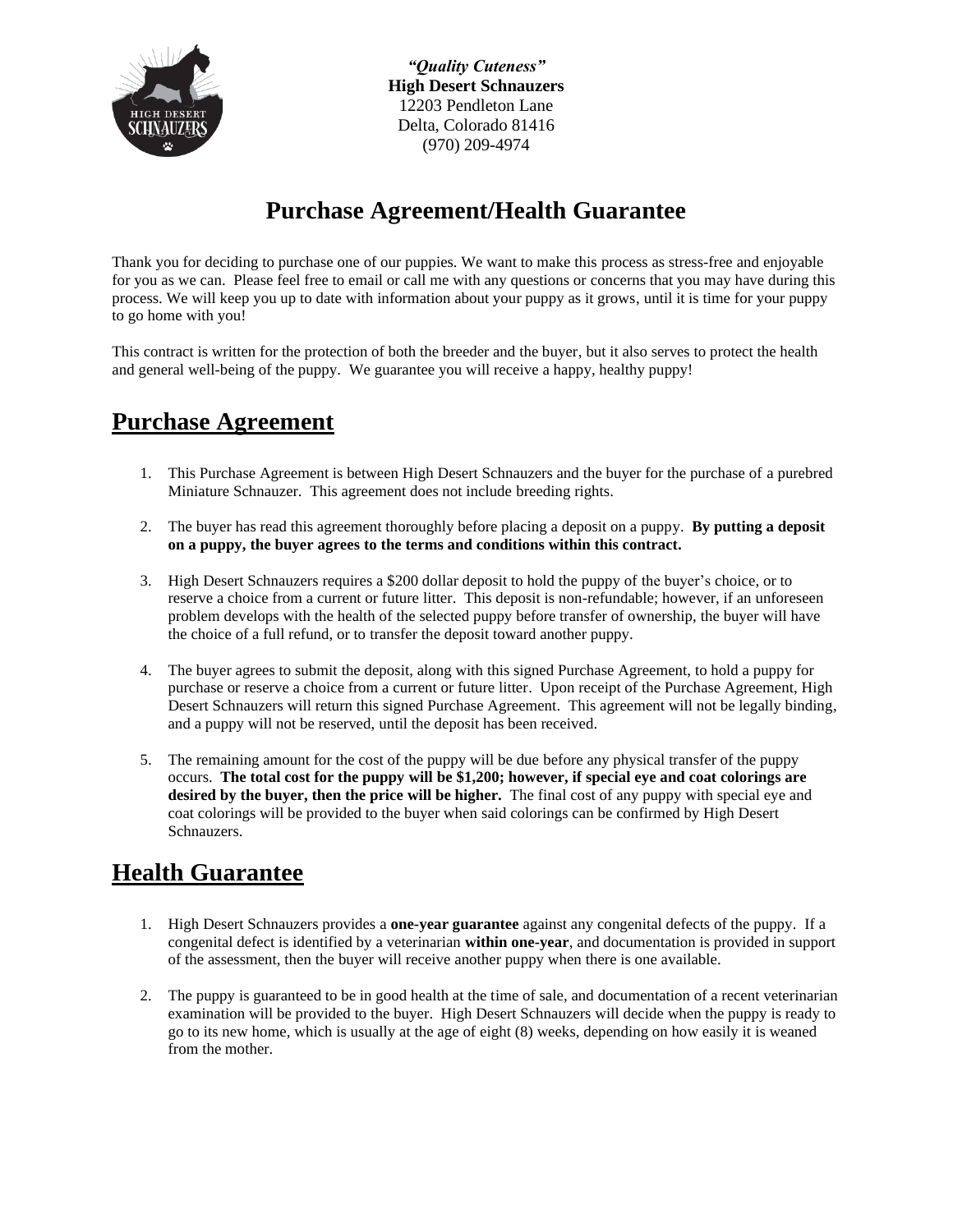*"Quality Cuteness"*
**High Desert Schnauzers**
12203 Pendleton Lane
Delta, Colorado 81416
(970) 209-4974

# Purchase Agreement/Health Guarantee

Thank you for deciding to purchase one of our puppies. We want to make this process as stress-free and enjoyable for you as we can. Please feel free to email or call me with any questions or concerns that you may have during this process. We will keep you up to date with information about your puppy as it grows, until it is time for your puppy to go home with you!

This contract is written for the protection of both the breeder and the buyer, but it also serves to protect the health and general well-being of the puppy. We guarantee you will receive a happy, healthy puppy!

## Purchase Agreement

1. This Purchase Agreement is between High Desert Schnauzers and the buyer for the purchase of a purebred Miniature Schnauzer. This agreement does not include breeding rights.

2. The buyer has read this agreement thoroughly before placing a deposit on a puppy. **By putting a deposit on a puppy, the buyer agrees to the terms and conditions within this contract.**

3. High Desert Schnauzers requires a $200 dollar deposit to hold the puppy of the buyer's choice, or to reserve a choice from a current or future litter. This deposit is non-refundable; however, if an unforeseen problem develops with the health of the selected puppy before transfer of ownership, the buyer will have the choice of a full refund, or to transfer the deposit toward another puppy.

4. The buyer agrees to submit the deposit, along with this signed Purchase Agreement, to hold a puppy for purchase or reserve a choice from a current or future litter. Upon receipt of the Purchase Agreement, High Desert Schnauzers will return this signed Purchase Agreement. This agreement will not be legally binding, and a puppy will not be reserved, until the deposit has been received.

5. The remaining amount for the cost of the puppy will be due before any physical transfer of the puppy occurs. **The total cost for the puppy will be $1,200; however, if special eye and coat colorings are desired by the buyer, then the price will be higher.** The final cost of any puppy with special eye and coat colorings will be provided to the buyer when said colorings can be confirmed by High Desert Schnauzers.

## Health Guarantee

1. High Desert Schnauzers provides a **one-year guarantee** against any congenital defects of the puppy. If a congenital defect is identified by a veterinarian **within one-year**, and documentation is provided in support of the assessment, then the buyer will receive another puppy when there is one available.

2. The puppy is guaranteed to be in good health at the time of sale, and documentation of a recent veterinarian examination will be provided to the buyer. High Desert Schnauzers will decide when the puppy is ready to go to its new home, which is usually at the age of eight (8) weeks, depending on how easily it is weaned from the mother.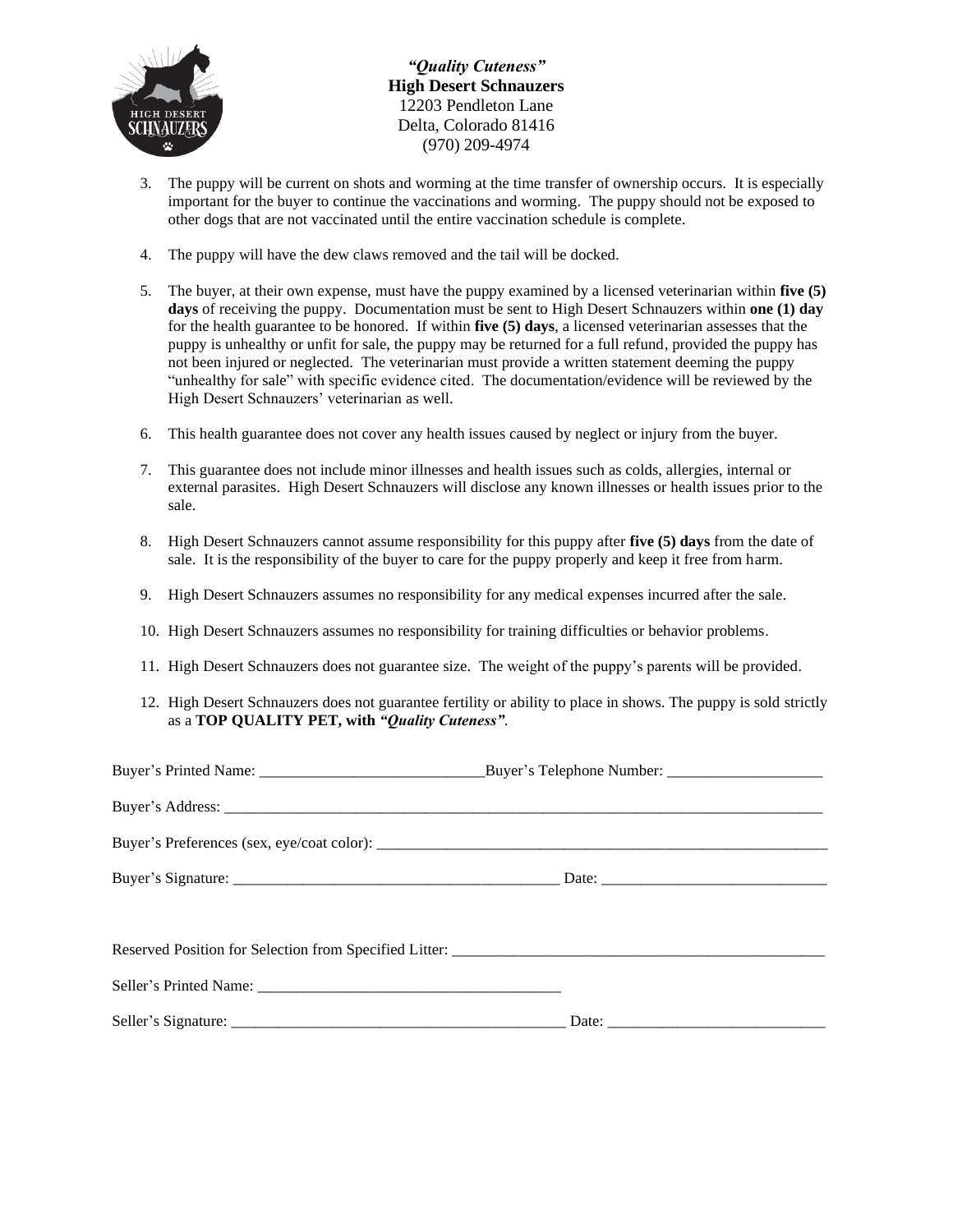*"Quality Cuteness"*
**High Desert Schnauzers**
12203 Pendleton Lane
Delta, Colorado 81416
(970) 209-4974

3. The puppy will be current on shots and worming at the time transfer of ownership occurs. It is especially important for the buyer to continue the vaccinations and worming. The puppy should not be exposed to other dogs that are not vaccinated until the entire vaccination schedule is complete.

4. The puppy will have the dew claws removed and the tail will be docked.

5. The buyer, at their own expense, must have the puppy examined by a licensed veterinarian within **five (5) days** of receiving the puppy. Documentation must be sent to High Desert Schnauzers within **one (1) day** for the health guarantee to be honored. If within **five (5) days**, a licensed veterinarian assesses that the puppy is unhealthy or unfit for sale, the puppy may be returned for a full refund, provided the puppy has not been injured or neglected. The veterinarian must provide a written statement deeming the puppy "unhealthy for sale" with specific evidence cited. The documentation/evidence will be reviewed by the High Desert Schnauzers' veterinarian as well.

6. This health guarantee does not cover any health issues caused by neglect or injury from the buyer.

7. This guarantee does not include minor illnesses and health issues such as colds, allergies, internal or external parasites. High Desert Schnauzers will disclose any known illnesses or health issues prior to the sale.

8. High Desert Schnauzers cannot assume responsibility for this puppy after **five (5) days** from the date of sale. It is the responsibility of the buyer to care for the puppy properly and keep it free from harm.

9. High Desert Schnauzers assumes no responsibility for any medical expenses incurred after the sale.

10. High Desert Schnauzers assumes no responsibility for training difficulties or behavior problems.

11. High Desert Schnauzers does not guarantee size. The weight of the puppy's parents will be provided.

12. High Desert Schnauzers does not guarantee fertility or ability to place in shows. The puppy is sold strictly as a **TOP QUALITY PET, with *"Quality Cuteness"***.

Buyer's Printed Name: ____________________________ Buyer's Telephone Number: ___________________

Buyer's Address: ________________________________________________________________________

Buyer's Preferences (sex, eye/coat color): ____________________________________________________

Buyer's Signature: ________________________________________ Date: ____________________________

Reserved Position for Selection from Specified Litter: ________________________________________________

Seller's Printed Name: ______________________________________

Seller's Signature: __________________________________________ Date: ___________________________